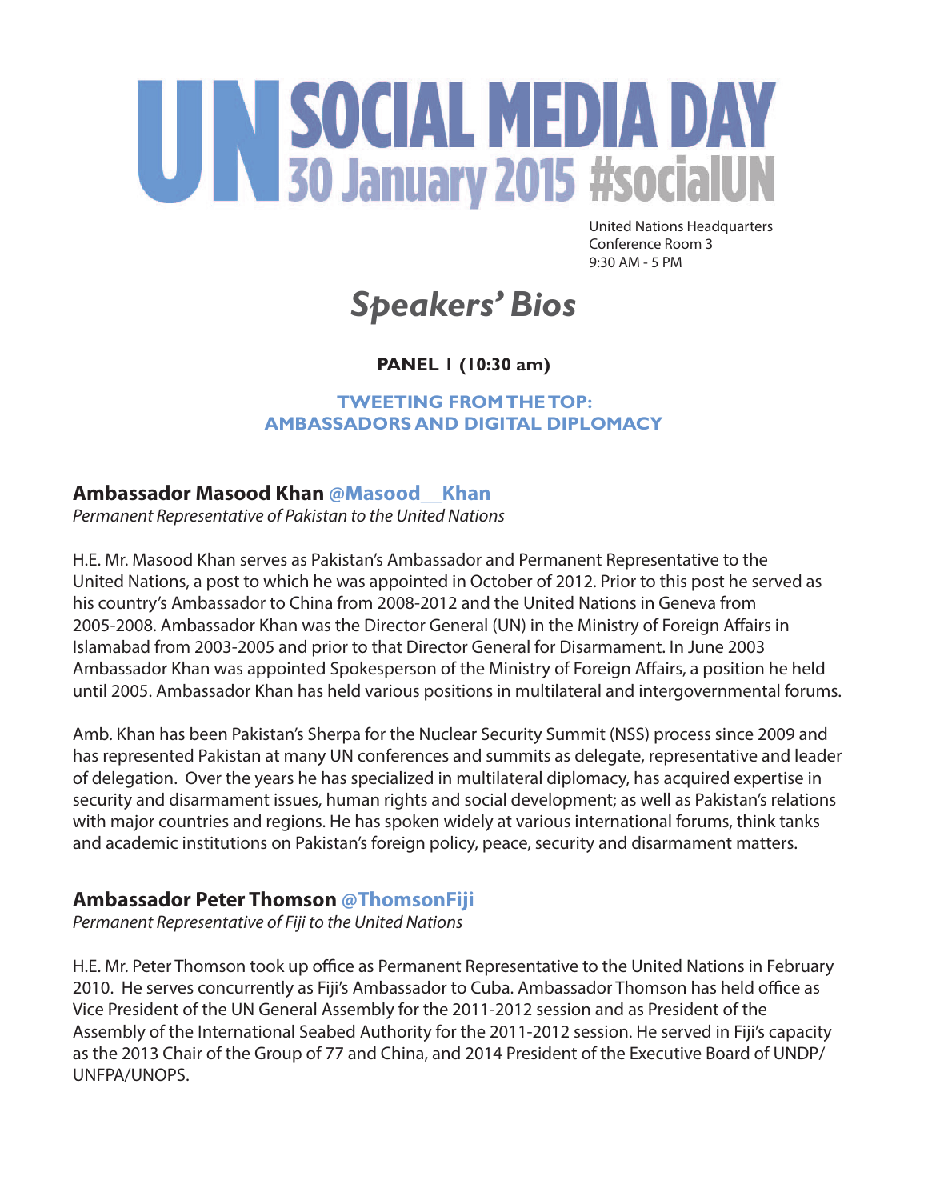# UN SOCIAL MEDIA DAY 30 January 2015 #socialUN

United Nations Headquarters
Conference Room 3
9:30 AM - 5 PM

## *Speakers' Bios*

**PANEL 1 (10:30 am)**

### TWEETING FROM THE TOP: AMBASSADORS AND DIGITAL DIPLOMACY

### Ambassador Masood Khan @Masood__Khan

*Permanent Representative of Pakistan to the United Nations*

H.E. Mr. Masood Khan serves as Pakistan's Ambassador and Permanent Representative to the United Nations, a post to which he was appointed in October of 2012. Prior to this post he served as his country's Ambassador to China from 2008-2012 and the United Nations in Geneva from 2005-2008. Ambassador Khan was the Director General (UN) in the Ministry of Foreign Affairs in Islamabad from 2003-2005 and prior to that Director General for Disarmament. In June 2003 Ambassador Khan was appointed Spokesperson of the Ministry of Foreign Affairs, a position he held until 2005. Ambassador Khan has held various positions in multilateral and intergovernmental forums.

Amb. Khan has been Pakistan's Sherpa for the Nuclear Security Summit (NSS) process since 2009 and has represented Pakistan at many UN conferences and summits as delegate, representative and leader of delegation. Over the years he has specialized in multilateral diplomacy, has acquired expertise in security and disarmament issues, human rights and social development; as well as Pakistan's relations with major countries and regions. He has spoken widely at various international forums, think tanks and academic institutions on Pakistan's foreign policy, peace, security and disarmament matters.

### Ambassador Peter Thomson @ThomsonFiji

*Permanent Representative of Fiji to the United Nations*

H.E. Mr. Peter Thomson took up office as Permanent Representative to the United Nations in February 2010. He serves concurrently as Fiji's Ambassador to Cuba. Ambassador Thomson has held office as Vice President of the UN General Assembly for the 2011-2012 session and as President of the Assembly of the International Seabed Authority for the 2011-2012 session. He served in Fiji's capacity as the 2013 Chair of the Group of 77 and China, and 2014 President of the Executive Board of UNDP/UNFPA/UNOPS.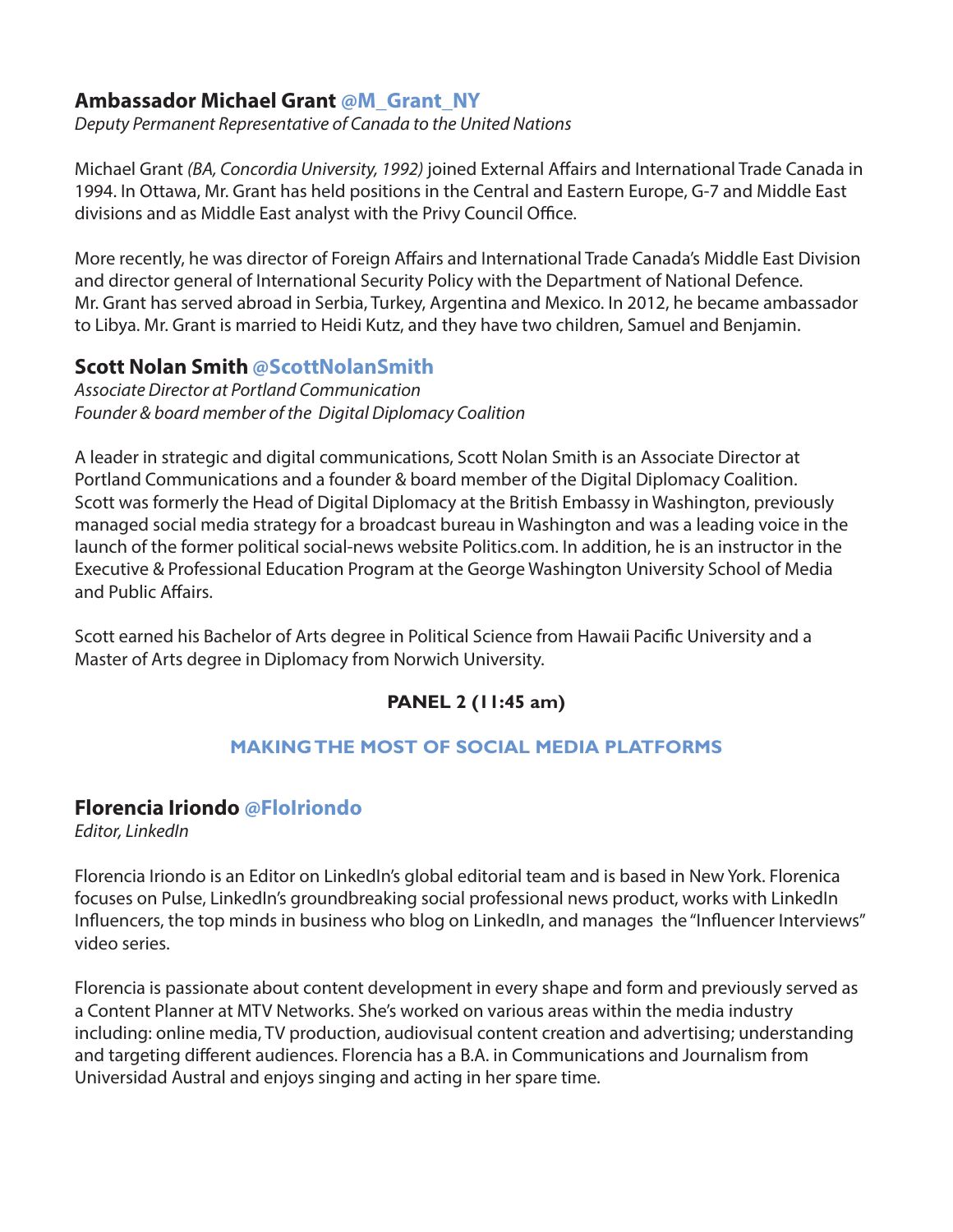### Ambassador Michael Grant @M_Grant_NY

*Deputy Permanent Representative of Canada to the United Nations*

Michael Grant *(BA, Concordia University, 1992)* joined External Affairs and International Trade Canada in 1994. In Ottawa, Mr. Grant has held positions in the Central and Eastern Europe, G-7 and Middle East divisions and as Middle East analyst with the Privy Council Office.

More recently, he was director of Foreign Affairs and International Trade Canada's Middle East Division and director general of International Security Policy with the Department of National Defence. Mr. Grant has served abroad in Serbia, Turkey, Argentina and Mexico. In 2012, he became ambassador to Libya. Mr. Grant is married to Heidi Kutz, and they have two children, Samuel and Benjamin.

### Scott Nolan Smith @ScottNolanSmith

*Associate Director at Portland Communication*
*Founder & board member of the Digital Diplomacy Coalition*

A leader in strategic and digital communications, Scott Nolan Smith is an Associate Director at Portland Communications and a founder & board member of the Digital Diplomacy Coalition. Scott was formerly the Head of Digital Diplomacy at the British Embassy in Washington, previously managed social media strategy for a broadcast bureau in Washington and was a leading voice in the launch of the former political social-news website Politics.com. In addition, he is an instructor in the Executive & Professional Education Program at the George Washington University School of Media and Public Affairs.

Scott earned his Bachelor of Arts degree in Political Science from Hawaii Pacific University and a Master of Arts degree in Diplomacy from Norwich University.

## PANEL 2 (11:45 am)

## MAKING THE MOST OF SOCIAL MEDIA PLATFORMS

### Florencia Iriondo @FloIriondo

*Editor, LinkedIn*

Florencia Iriondo is an Editor on LinkedIn's global editorial team and is based in New York. Florenica focuses on Pulse, LinkedIn's groundbreaking social professional news product, works with LinkedIn Influencers, the top minds in business who blog on LinkedIn, and manages the "Influencer Interviews" video series.

Florencia is passionate about content development in every shape and form and previously served as a Content Planner at MTV Networks. She's worked on various areas within the media industry including: online media, TV production, audiovisual content creation and advertising; understanding and targeting different audiences. Florencia has a B.A. in Communications and Journalism from Universidad Austral and enjoys singing and acting in her spare time.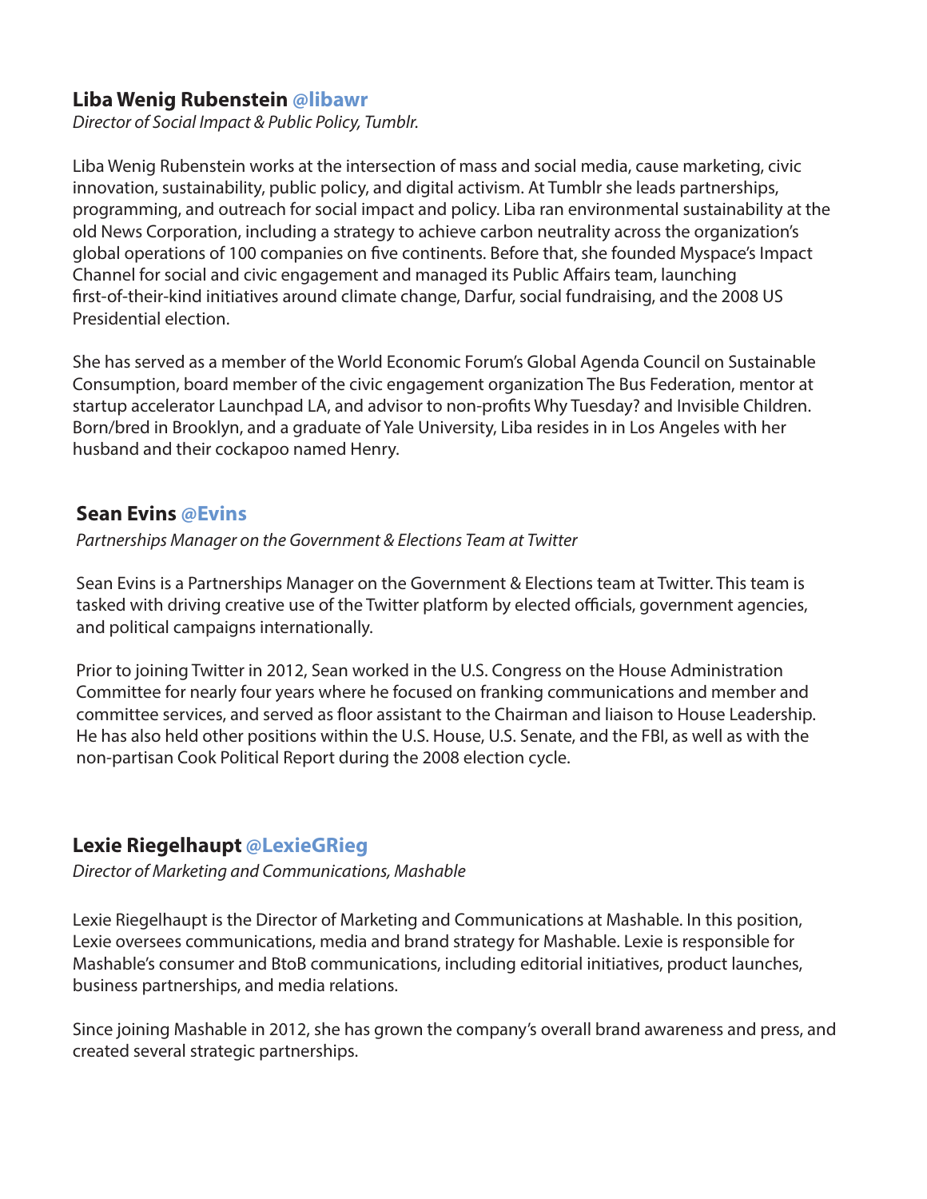### Liba Wenig Rubenstein @libawr

*Director of Social Impact & Public Policy, Tumblr.*

Liba Wenig Rubenstein works at the intersection of mass and social media, cause marketing, civic innovation, sustainability, public policy, and digital activism. At Tumblr she leads partnerships, programming, and outreach for social impact and policy. Liba ran environmental sustainability at the old News Corporation, including a strategy to achieve carbon neutrality across the organization's global operations of 100 companies on five continents. Before that, she founded Myspace's Impact Channel for social and civic engagement and managed its Public Affairs team, launching first-of-their-kind initiatives around climate change, Darfur, social fundraising, and the 2008 US Presidential election.

She has served as a member of the World Economic Forum's Global Agenda Council on Sustainable Consumption, board member of the civic engagement organization The Bus Federation, mentor at startup accelerator Launchpad LA, and advisor to non-profits Why Tuesday? and Invisible Children. Born/bred in Brooklyn, and a graduate of Yale University, Liba resides in in Los Angeles with her husband and their cockapoo named Henry.

### Sean Evins @Evins

*Partnerships Manager on the Government & Elections Team at Twitter*

Sean Evins is a Partnerships Manager on the Government & Elections team at Twitter. This team is tasked with driving creative use of the Twitter platform by elected officials, government agencies, and political campaigns internationally.

Prior to joining Twitter in 2012, Sean worked in the U.S. Congress on the House Administration Committee for nearly four years where he focused on franking communications and member and committee services, and served as floor assistant to the Chairman and liaison to House Leadership. He has also held other positions within the U.S. House, U.S. Senate, and the FBI, as well as with the non-partisan Cook Political Report during the 2008 election cycle.

### Lexie Riegelhaupt @LexieGRieg

*Director of Marketing and Communications, Mashable*

Lexie Riegelhaupt is the Director of Marketing and Communications at Mashable. In this position, Lexie oversees communications, media and brand strategy for Mashable. Lexie is responsible for Mashable's consumer and BtoB communications, including editorial initiatives, product launches, business partnerships, and media relations.

Since joining Mashable in 2012, she has grown the company's overall brand awareness and press, and created several strategic partnerships.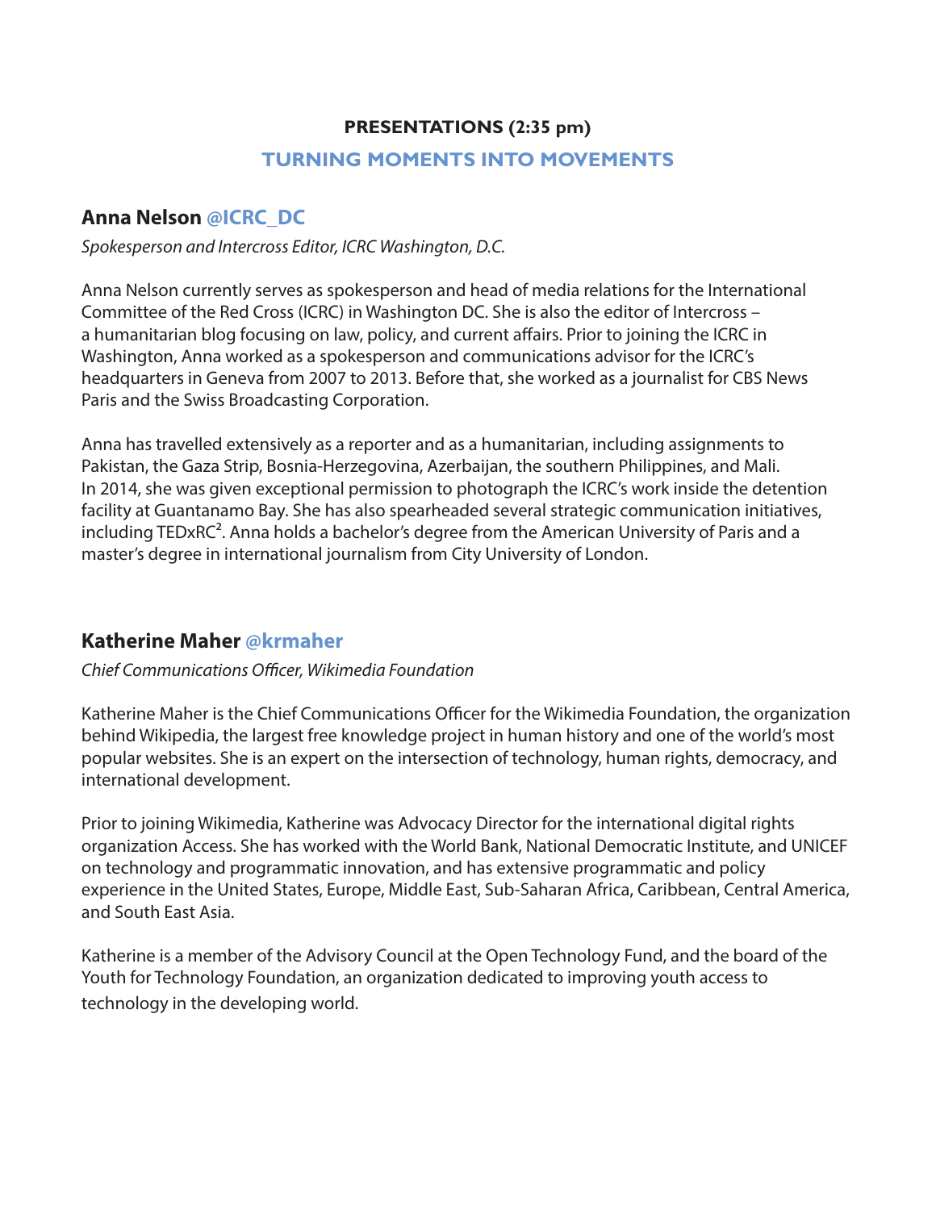## PRESENTATIONS (2:35 pm)

## TURNING MOMENTS INTO MOVEMENTS

### Anna Nelson @ICRC_DC

*Spokesperson and Intercross Editor, ICRC Washington, D.C.*

Anna Nelson currently serves as spokesperson and head of media relations for the International Committee of the Red Cross (ICRC) in Washington DC. She is also the editor of Intercross – a humanitarian blog focusing on law, policy, and current affairs. Prior to joining the ICRC in Washington, Anna worked as a spokesperson and communications advisor for the ICRC's headquarters in Geneva from 2007 to 2013. Before that, she worked as a journalist for CBS News Paris and the Swiss Broadcasting Corporation.

Anna has travelled extensively as a reporter and as a humanitarian, including assignments to Pakistan, the Gaza Strip, Bosnia-Herzegovina, Azerbaijan, the southern Philippines, and Mali. In 2014, she was given exceptional permission to photograph the ICRC's work inside the detention facility at Guantanamo Bay. She has also spearheaded several strategic communication initiatives, including TEDxRC². Anna holds a bachelor's degree from the American University of Paris and a master's degree in international journalism from City University of London.

### Katherine Maher @krmaher

*Chief Communications Officer, Wikimedia Foundation*

Katherine Maher is the Chief Communications Officer for the Wikimedia Foundation, the organization behind Wikipedia, the largest free knowledge project in human history and one of the world's most popular websites. She is an expert on the intersection of technology, human rights, democracy, and international development.

Prior to joining Wikimedia, Katherine was Advocacy Director for the international digital rights organization Access. She has worked with the World Bank, National Democratic Institute, and UNICEF on technology and programmatic innovation, and has extensive programmatic and policy experience in the United States, Europe, Middle East, Sub-Saharan Africa, Caribbean, Central America, and South East Asia.

Katherine is a member of the Advisory Council at the Open Technology Fund, and the board of the Youth for Technology Foundation, an organization dedicated to improving youth access to technology in the developing world.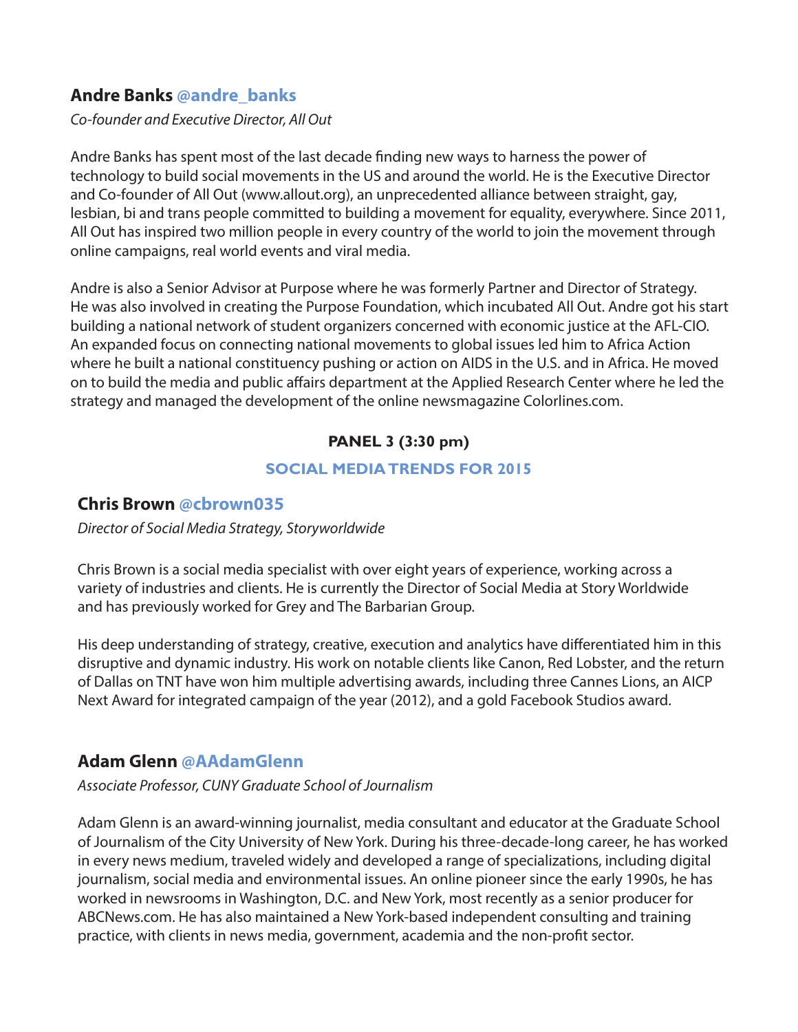### Andre Banks @andre_banks

*Co-founder and Executive Director, All Out*

Andre Banks has spent most of the last decade finding new ways to harness the power of technology to build social movements in the US and around the world. He is the Executive Director and Co-founder of All Out (www.allout.org), an unprecedented alliance between straight, gay, lesbian, bi and trans people committed to building a movement for equality, everywhere. Since 2011, All Out has inspired two million people in every country of the world to join the movement through online campaigns, real world events and viral media.

Andre is also a Senior Advisor at Purpose where he was formerly Partner and Director of Strategy. He was also involved in creating the Purpose Foundation, which incubated All Out. Andre got his start building a national network of student organizers concerned with economic justice at the AFL-CIO. An expanded focus on connecting national movements to global issues led him to Africa Action where he built a national constituency pushing or action on AIDS in the U.S. and in Africa. He moved on to build the media and public affairs department at the Applied Research Center where he led the strategy and managed the development of the online newsmagazine Colorlines.com.

## PANEL 3 (3:30 pm)

## SOCIAL MEDIA TRENDS FOR 2015

### Chris Brown @cbrown035

*Director of Social Media Strategy, Storyworldwide*

Chris Brown is a social media specialist with over eight years of experience, working across a variety of industries and clients. He is currently the Director of Social Media at Story Worldwide and has previously worked for Grey and The Barbarian Group.

His deep understanding of strategy, creative, execution and analytics have differentiated him in this disruptive and dynamic industry. His work on notable clients like Canon, Red Lobster, and the return of Dallas on TNT have won him multiple advertising awards, including three Cannes Lions, an AICP Next Award for integrated campaign of the year (2012), and a gold Facebook Studios award.

### Adam Glenn @AAdamGlenn

*Associate Professor, CUNY Graduate School of Journalism*

Adam Glenn is an award-winning journalist, media consultant and educator at the Graduate School of Journalism of the City University of New York. During his three-decade-long career, he has worked in every news medium, traveled widely and developed a range of specializations, including digital journalism, social media and environmental issues. An online pioneer since the early 1990s, he has worked in newsrooms in Washington, D.C. and New York, most recently as a senior producer for ABCNews.com. He has also maintained a New York-based independent consulting and training practice, with clients in news media, government, academia and the non-profit sector.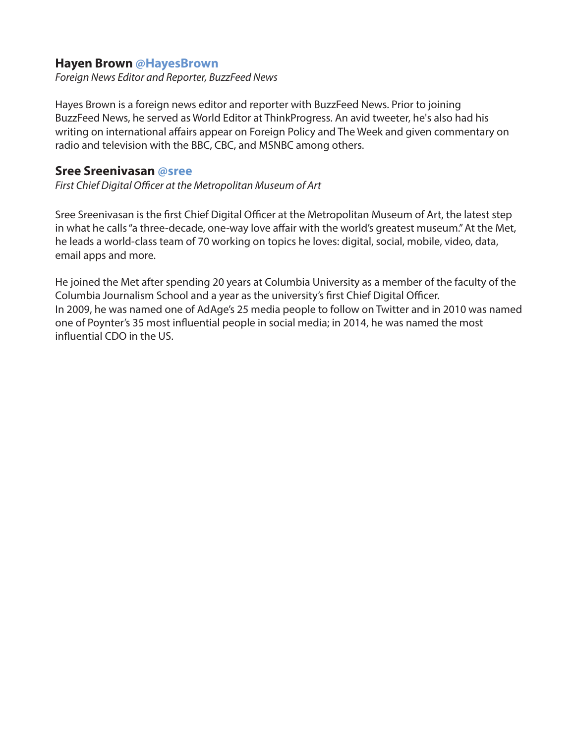### **Hayen Brown @HayesBrown**

*Foreign News Editor and Reporter, BuzzFeed News*

Hayes Brown is a foreign news editor and reporter with BuzzFeed News. Prior to joining BuzzFeed News, he served as World Editor at ThinkProgress. An avid tweeter, he's also had his writing on international affairs appear on Foreign Policy and The Week and given commentary on radio and television with the BBC, CBC, and MSNBC among others.

### **Sree Sreenivasan @sree**

*First Chief Digital Officer at the Metropolitan Museum of Art*

Sree Sreenivasan is the first Chief Digital Officer at the Metropolitan Museum of Art, the latest step in what he calls "a three-decade, one-way love affair with the world's greatest museum." At the Met, he leads a world-class team of 70 working on topics he loves: digital, social, mobile, video, data, email apps and more.

He joined the Met after spending 20 years at Columbia University as a member of the faculty of the Columbia Journalism School and a year as the university's first Chief Digital Officer.
In 2009, he was named one of AdAge's 25 media people to follow on Twitter and in 2010 was named one of Poynter's 35 most influential people in social media; in 2014, he was named the most influential CDO in the US.